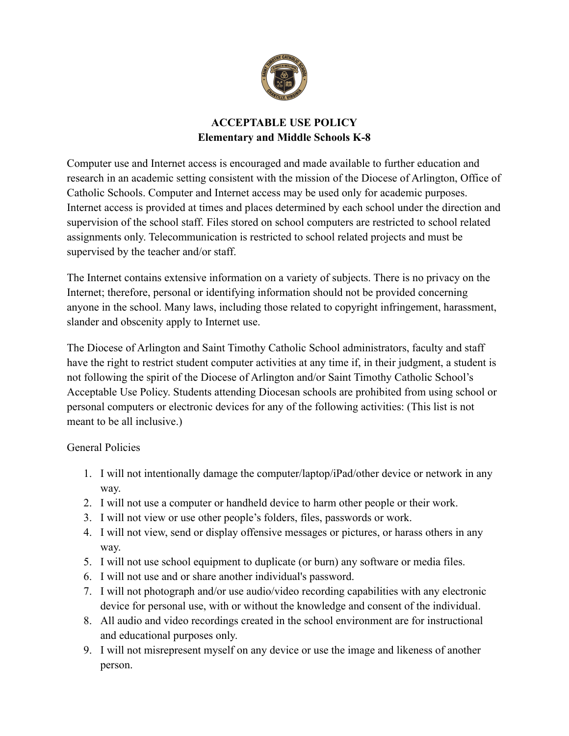# ACCEPTABLE USE POLICY
## Elementary and Middle Schools K-8

Computer use and Internet access is encouraged and made available to further education and research in an academic setting consistent with the mission of the Diocese of Arlington, Office of Catholic Schools. Computer and Internet access may be used only for academic purposes. Internet access is provided at times and places determined by each school under the direction and supervision of the school staff. Files stored on school computers are restricted to school related assignments only. Telecommunication is restricted to school related projects and must be supervised by the teacher and/or staff.

The Internet contains extensive information on a variety of subjects. There is no privacy on the Internet; therefore, personal or identifying information should not be provided concerning anyone in the school. Many laws, including those related to copyright infringement, harassment, slander and obscenity apply to Internet use.

The Diocese of Arlington and Saint Timothy Catholic School administrators, faculty and staff have the right to restrict student computer activities at any time if, in their judgment, a student is not following the spirit of the Diocese of Arlington and/or Saint Timothy Catholic School's Acceptable Use Policy. Students attending Diocesan schools are prohibited from using school or personal computers or electronic devices for any of the following activities: (This list is not meant to be all inclusive.)

General Policies

1. I will not intentionally damage the computer/laptop/iPad/other device or network in any way.
2. I will not use a computer or handheld device to harm other people or their work.
3. I will not view or use other people's folders, files, passwords or work.
4. I will not view, send or display offensive messages or pictures, or harass others in any way.
5. I will not use school equipment to duplicate (or burn) any software or media files.
6. I will not use and or share another individual's password.
7. I will not photograph and/or use audio/video recording capabilities with any electronic device for personal use, with or without the knowledge and consent of the individual.
8. All audio and video recordings created in the school environment are for instructional and educational purposes only.
9. I will not misrepresent myself on any device or use the image and likeness of another person.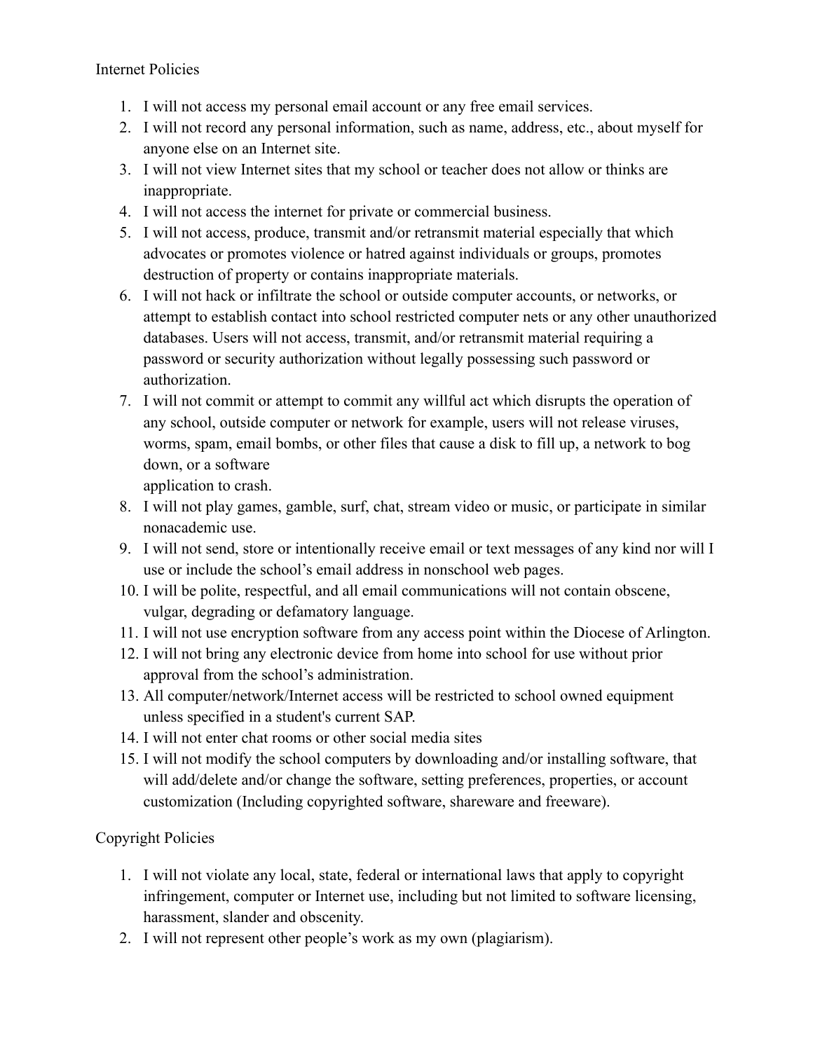Internet Policies

1. I will not access my personal email account or any free email services.
2. I will not record any personal information, such as name, address, etc., about myself for anyone else on an Internet site.
3. I will not view Internet sites that my school or teacher does not allow or thinks are inappropriate.
4. I will not access the internet for private or commercial business.
5. I will not access, produce, transmit and/or retransmit material especially that which advocates or promotes violence or hatred against individuals or groups, promotes destruction of property or contains inappropriate materials.
6. I will not hack or infiltrate the school or outside computer accounts, or networks, or attempt to establish contact into school restricted computer nets or any other unauthorized databases. Users will not access, transmit, and/or retransmit material requiring a password or security authorization without legally possessing such password or authorization.
7. I will not commit or attempt to commit any willful act which disrupts the operation of any school, outside computer or network for example, users will not release viruses, worms, spam, email bombs, or other files that cause a disk to fill up, a network to bog down, or a software application to crash.
8. I will not play games, gamble, surf, chat, stream video or music, or participate in similar nonacademic use.
9. I will not send, store or intentionally receive email or text messages of any kind nor will I use or include the school's email address in nonschool web pages.
10. I will be polite, respectful, and all email communications will not contain obscene, vulgar, degrading or defamatory language.
11. I will not use encryption software from any access point within the Diocese of Arlington.
12. I will not bring any electronic device from home into school for use without prior approval from the school's administration.
13. All computer/network/Internet access will be restricted to school owned equipment unless specified in a student's current SAP.
14. I will not enter chat rooms or other social media sites
15. I will not modify the school computers by downloading and/or installing software, that will add/delete and/or change the software, setting preferences, properties, or account customization (Including copyrighted software, shareware and freeware).

Copyright Policies

1. I will not violate any local, state, federal or international laws that apply to copyright infringement, computer or Internet use, including but not limited to software licensing, harassment, slander and obscenity.
2. I will not represent other people's work as my own (plagiarism).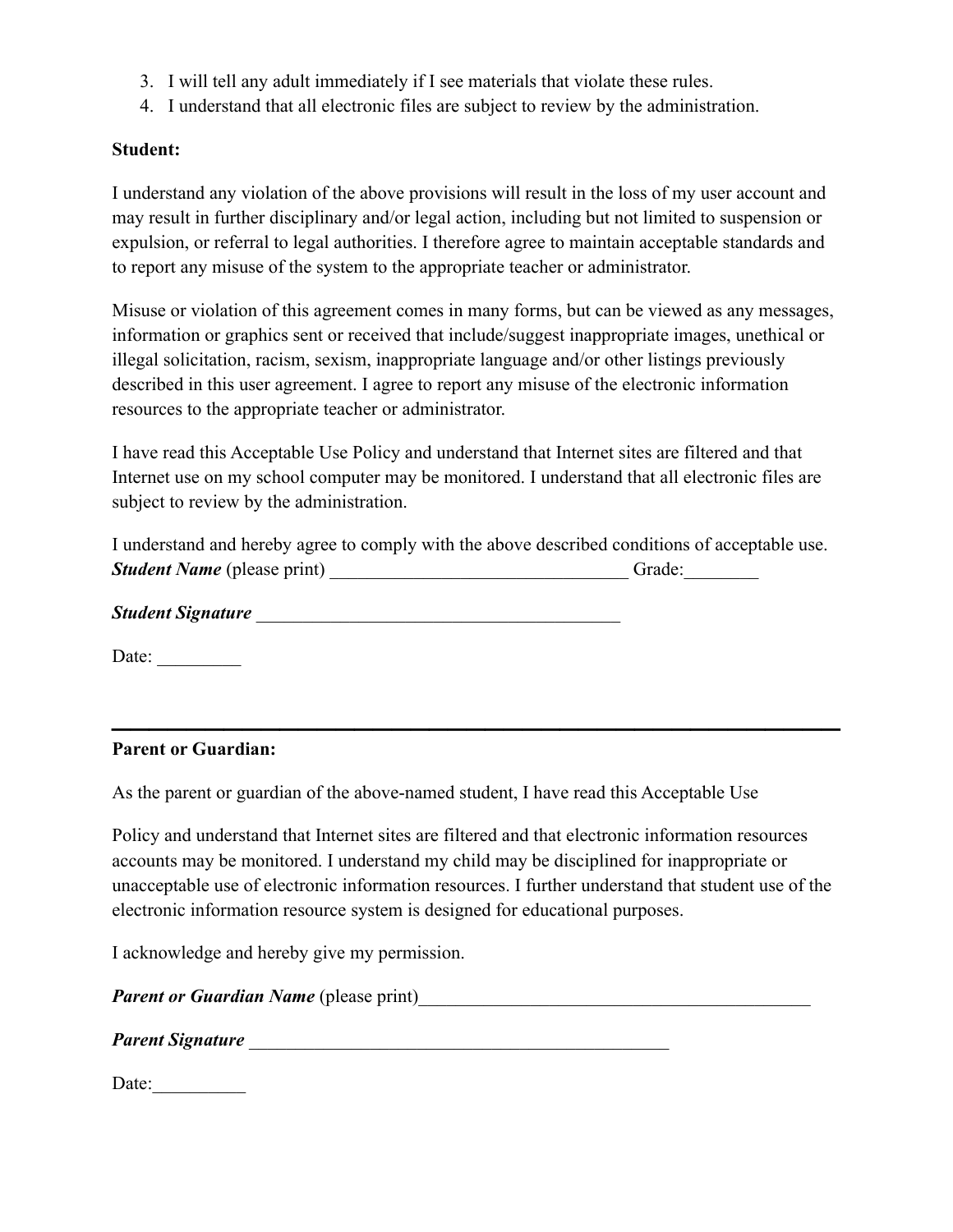3. I will tell any adult immediately if I see materials that violate these rules.
4. I understand that all electronic files are subject to review by the administration.

**Student:**

I understand any violation of the above provisions will result in the loss of my user account and may result in further disciplinary and/or legal action, including but not limited to suspension or expulsion, or referral to legal authorities. I therefore agree to maintain acceptable standards and to report any misuse of the system to the appropriate teacher or administrator.

Misuse or violation of this agreement comes in many forms, but can be viewed as any messages, information or graphics sent or received that include/suggest inappropriate images, unethical or illegal solicitation, racism, sexism, inappropriate language and/or other listings previously described in this user agreement. I agree to report any misuse of the electronic information resources to the appropriate teacher or administrator.

I have read this Acceptable Use Policy and understand that Internet sites are filtered and that Internet use on my school computer may be monitored. I understand that all electronic files are subject to review by the administration.

I understand and hereby agree to comply with the above described conditions of acceptable use.
***Student Name*** (please print) ________________________________ Grade:________

***Student Signature*** ________________________________________

Date: _________

---

**Parent or Guardian:**

As the parent or guardian of the above-named student, I have read this Acceptable Use

Policy and understand that Internet sites are filtered and that electronic information resources accounts may be monitored. I understand my child may be disciplined for inappropriate or unacceptable use of electronic information resources. I further understand that student use of the electronic information resource system is designed for educational purposes.

I acknowledge and hereby give my permission.

***Parent or Guardian Name*** (please print)____________________________________________

***Parent Signature*** _______________________________________________

Date:__________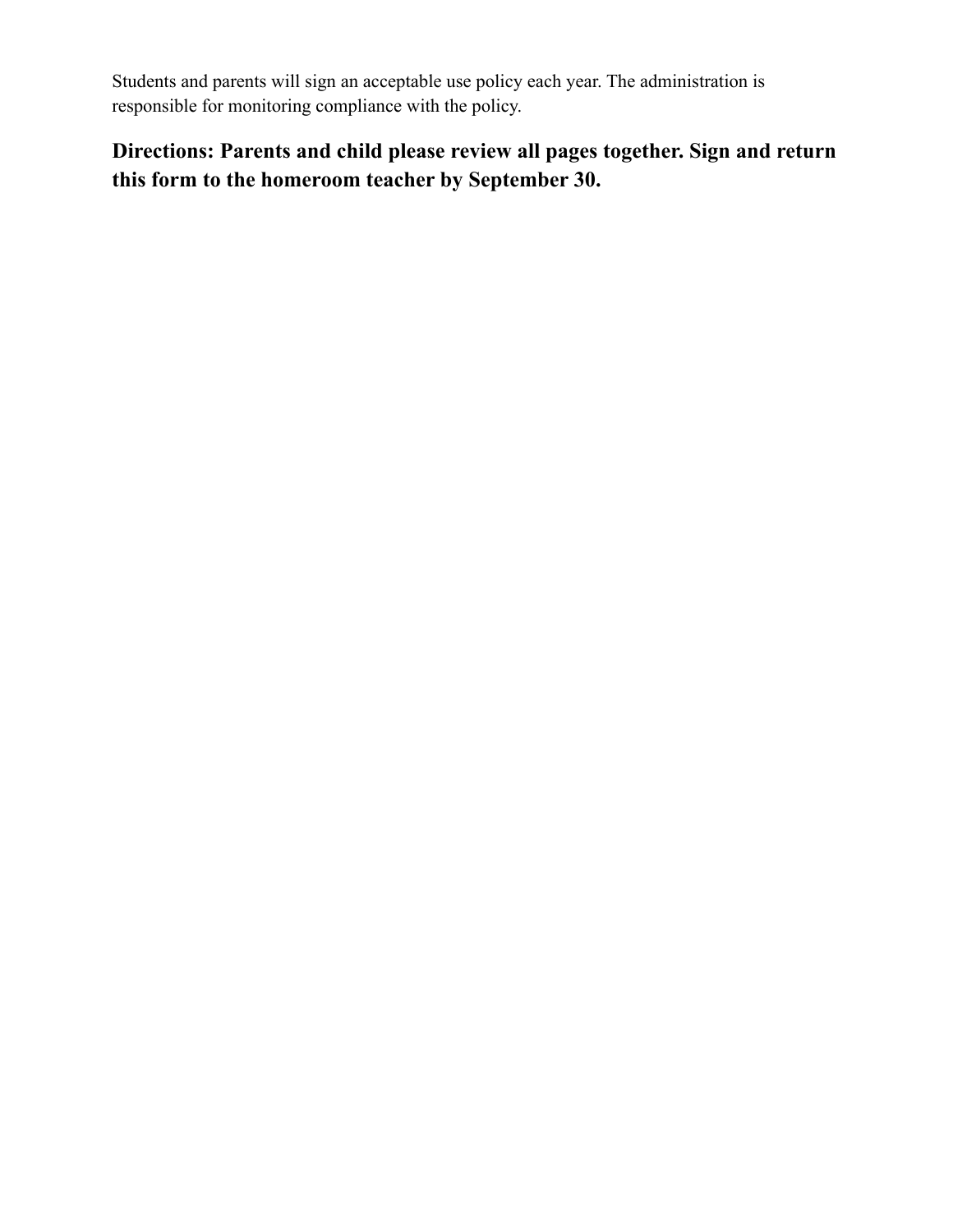Students and parents will sign an acceptable use policy each year. The administration is responsible for monitoring compliance with the policy.

**Directions: Parents and child please review all pages together. Sign and return this form to the homeroom teacher by September 30.**